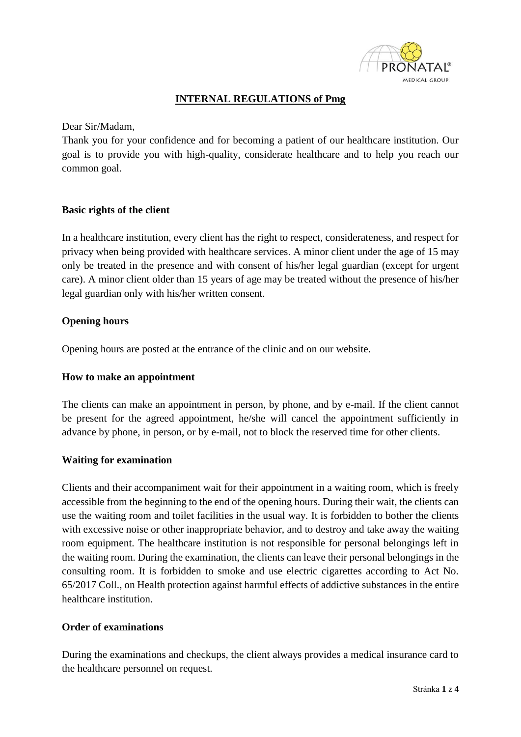# INTERNAL REGULATIONS of Pmg

Dear Sir/Madam,

Thank you for your confidence and for becoming a patient of our healthcare institution. Our goal is to provide you with high-quality, considerate healthcare and to help you reach our common goal.

## Basic rights of the client

In a healthcare institution, every client has the right to respect, considerateness, and respect for privacy when being provided with healthcare services. A minor client under the age of 15 may only be treated in the presence and with consent of his/her legal guardian (except for urgent care). A minor client older than 15 years of age may be treated without the presence of his/her legal guardian only with his/her written consent.

## Opening hours

Opening hours are posted at the entrance of the clinic and on our website.

## How to make an appointment

The clients can make an appointment in person, by phone, and by e-mail. If the client cannot be present for the agreed appointment, he/she will cancel the appointment sufficiently in advance by phone, in person, or by e-mail, not to block the reserved time for other clients.

## Waiting for examination

Clients and their accompaniment wait for their appointment in a waiting room, which is freely accessible from the beginning to the end of the opening hours. During their wait, the clients can use the waiting room and toilet facilities in the usual way. It is forbidden to bother the clients with excessive noise or other inappropriate behavior, and to destroy and take away the waiting room equipment. The healthcare institution is not responsible for personal belongings left in the waiting room. During the examination, the clients can leave their personal belongings in the consulting room. It is forbidden to smoke and use electric cigarettes according to Act No. 65/2017 Coll., on Health protection against harmful effects of addictive substances in the entire healthcare institution.

## Order of examinations

During the examinations and checkups, the client always provides a medical insurance card to the healthcare personnel on request.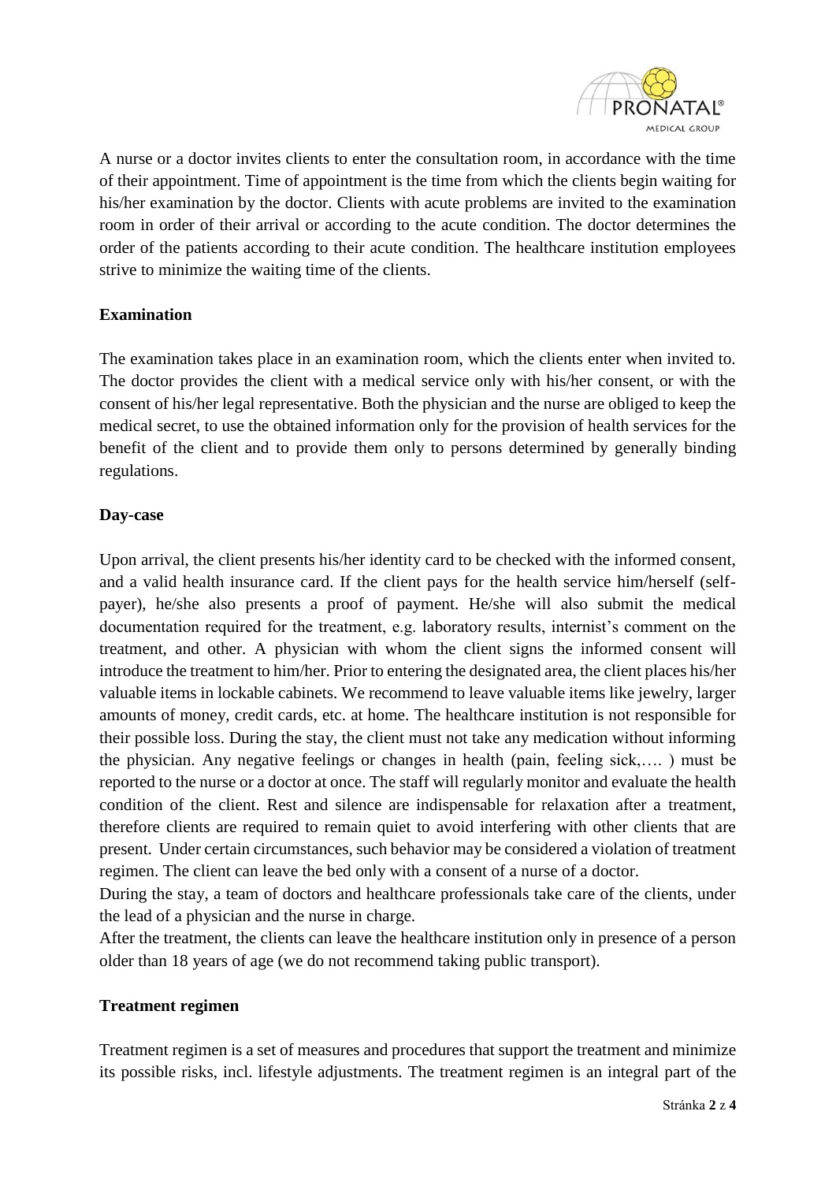A nurse or a doctor invites clients to enter the consultation room, in accordance with the time of their appointment. Time of appointment is the time from which the clients begin waiting for his/her examination by the doctor. Clients with acute problems are invited to the examination room in order of their arrival or according to the acute condition. The doctor determines the order of the patients according to their acute condition. The healthcare institution employees strive to minimize the waiting time of the clients.

**Examination**

The examination takes place in an examination room, which the clients enter when invited to. The doctor provides the client with a medical service only with his/her consent, or with the consent of his/her legal representative. Both the physician and the nurse are obliged to keep the medical secret, to use the obtained information only for the provision of health services for the benefit of the client and to provide them only to persons determined by generally binding regulations.

**Day-case**

Upon arrival, the client presents his/her identity card to be checked with the informed consent, and a valid health insurance card. If the client pays for the health service him/herself (self-payer), he/she also presents a proof of payment. He/she will also submit the medical documentation required for the treatment, e.g. laboratory results, internist's comment on the treatment, and other. A physician with whom the client signs the informed consent will introduce the treatment to him/her. Prior to entering the designated area, the client places his/her valuable items in lockable cabinets. We recommend to leave valuable items like jewelry, larger amounts of money, credit cards, etc. at home. The healthcare institution is not responsible for their possible loss. During the stay, the client must not take any medication without informing the physician. Any negative feelings or changes in health (pain, feeling sick,…. ) must be reported to the nurse or a doctor at once. The staff will regularly monitor and evaluate the health condition of the client. Rest and silence are indispensable for relaxation after a treatment, therefore clients are required to remain quiet to avoid interfering with other clients that are present. Under certain circumstances, such behavior may be considered a violation of treatment regimen. The client can leave the bed only with a consent of a nurse of a doctor.

During the stay, a team of doctors and healthcare professionals take care of the clients, under the lead of a physician and the nurse in charge.

After the treatment, the clients can leave the healthcare institution only in presence of a person older than 18 years of age (we do not recommend taking public transport).

**Treatment regimen**

Treatment regimen is a set of measures and procedures that support the treatment and minimize its possible risks, incl. lifestyle adjustments. The treatment regimen is an integral part of the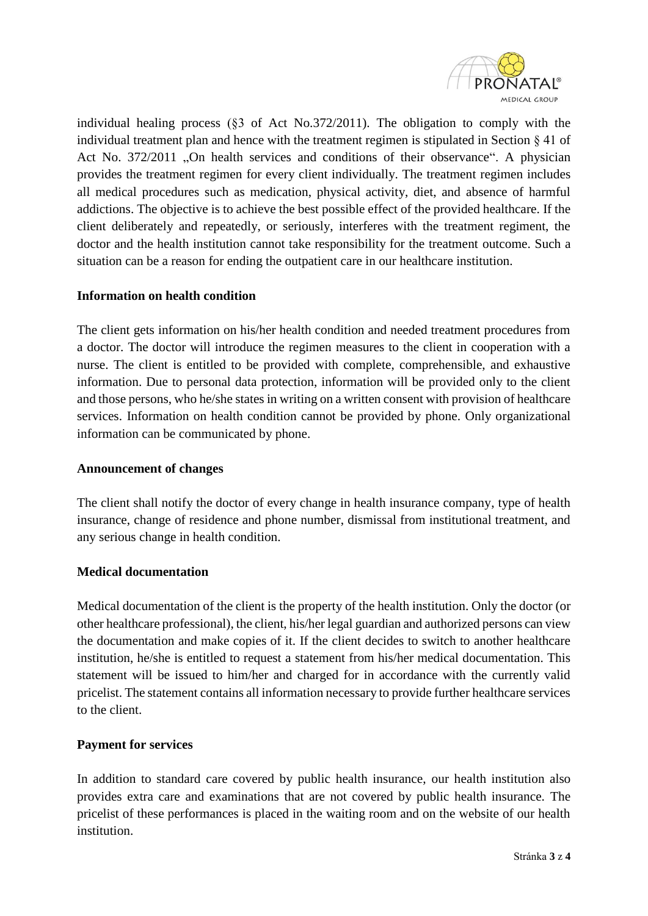individual healing process (§3 of Act No.372/2011). The obligation to comply with the individual treatment plan and hence with the treatment regimen is stipulated in Section § 41 of Act No. 372/2011 „On health services and conditions of their observance". A physician provides the treatment regimen for every client individually. The treatment regimen includes all medical procedures such as medication, physical activity, diet, and absence of harmful addictions. The objective is to achieve the best possible effect of the provided healthcare. If the client deliberately and repeatedly, or seriously, interferes with the treatment regiment, the doctor and the health institution cannot take responsibility for the treatment outcome. Such a situation can be a reason for ending the outpatient care in our healthcare institution.

**Information on health condition**

The client gets information on his/her health condition and needed treatment procedures from a doctor. The doctor will introduce the regimen measures to the client in cooperation with a nurse. The client is entitled to be provided with complete, comprehensible, and exhaustive information. Due to personal data protection, information will be provided only to the client and those persons, who he/she states in writing on a written consent with provision of healthcare services. Information on health condition cannot be provided by phone. Only organizational information can be communicated by phone.

**Announcement of changes**

The client shall notify the doctor of every change in health insurance company, type of health insurance, change of residence and phone number, dismissal from institutional treatment, and any serious change in health condition.

**Medical documentation**

Medical documentation of the client is the property of the health institution. Only the doctor (or other healthcare professional), the client, his/her legal guardian and authorized persons can view the documentation and make copies of it. If the client decides to switch to another healthcare institution, he/she is entitled to request a statement from his/her medical documentation. This statement will be issued to him/her and charged for in accordance with the currently valid pricelist. The statement contains all information necessary to provide further healthcare services to the client.

**Payment for services**

In addition to standard care covered by public health insurance, our health institution also provides extra care and examinations that are not covered by public health insurance. The pricelist of these performances is placed in the waiting room and on the website of our health institution.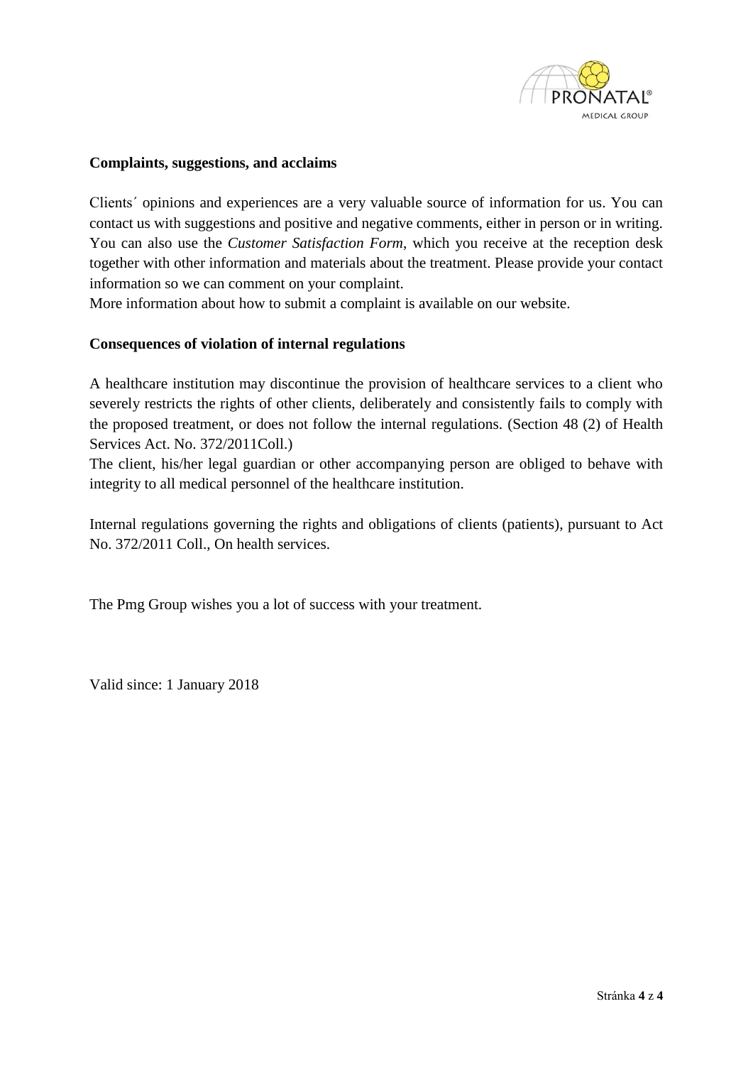**Complaints, suggestions, and acclaims**

Clients´ opinions and experiences are a very valuable source of information for us. You can contact us with suggestions and positive and negative comments, either in person or in writing. You can also use the *Customer Satisfaction Form*, which you receive at the reception desk together with other information and materials about the treatment. Please provide your contact information so we can comment on your complaint.

More information about how to submit a complaint is available on our website.

**Consequences of violation of internal regulations**

A healthcare institution may discontinue the provision of healthcare services to a client who severely restricts the rights of other clients, deliberately and consistently fails to comply with the proposed treatment, or does not follow the internal regulations. (Section 48 (2) of Health Services Act. No. 372/2011Coll.)

The client, his/her legal guardian or other accompanying person are obliged to behave with integrity to all medical personnel of the healthcare institution.

Internal regulations governing the rights and obligations of clients (patients), pursuant to Act No. 372/2011 Coll., On health services.

The Pmg Group wishes you a lot of success with your treatment.

Valid since: 1 January 2018